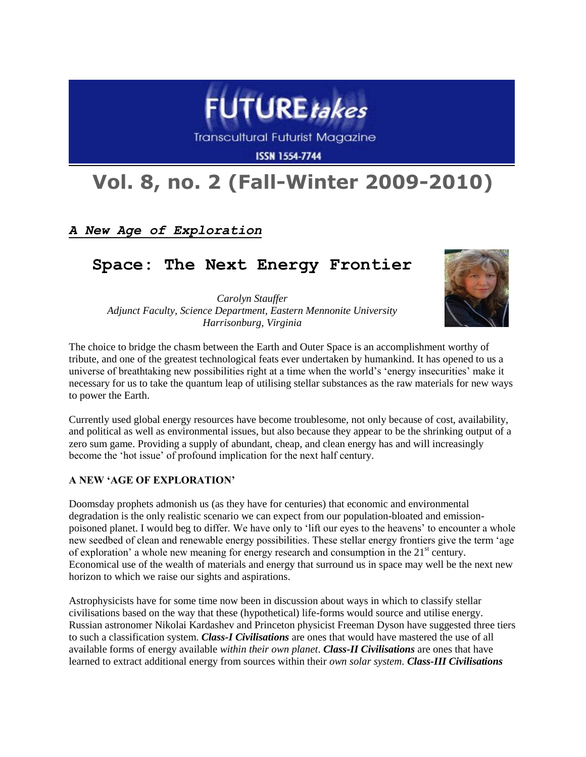# Vol. 8, no. 2 (Fall-Winter 2009-2010)

***A New Age of Exploration***

## Space: The Next Energy Frontier

*Carolyn Stauffer*
*Adjunct Faculty, Science Department, Eastern Mennonite University*
*Harrisonburg, Virginia*

The choice to bridge the chasm between the Earth and Outer Space is an accomplishment worthy of tribute, and one of the greatest technological feats ever undertaken by humankind. It has opened to us a universe of breathtaking new possibilities right at a time when the world's 'energy insecurities' make it necessary for us to take the quantum leap of utilising stellar substances as the raw materials for new ways to power the Earth.

Currently used global energy resources have become troublesome, not only because of cost, availability, and political as well as environmental issues, but also because they appear to be the shrinking output of a zero sum game. Providing a supply of abundant, cheap, and clean energy has and will increasingly become the 'hot issue' of profound implication for the next half century.

**A NEW 'AGE OF EXPLORATION'**

Doomsday prophets admonish us (as they have for centuries) that economic and environmental degradation is the only realistic scenario we can expect from our population-bloated and emission-poisoned planet. I would beg to differ. We have only to 'lift our eyes to the heavens' to encounter a whole new seedbed of clean and renewable energy possibilities. These stellar energy frontiers give the term 'age of exploration' a whole new meaning for energy research and consumption in the 21st century. Economical use of the wealth of materials and energy that surround us in space may well be the next new horizon to which we raise our sights and aspirations.

Astrophysicists have for some time now been in discussion about ways in which to classify stellar civilisations based on the way that these (hypothetical) life-forms would source and utilise energy. Russian astronomer Nikolai Kardashev and Princeton physicist Freeman Dyson have suggested three tiers to such a classification system. ***Class-I Civilisations*** are ones that would have mastered the use of all available forms of energy available *within their own planet*. ***Class-II Civilisations*** are ones that have learned to extract additional energy from sources within their *own solar system*. ***Class-III Civilisations***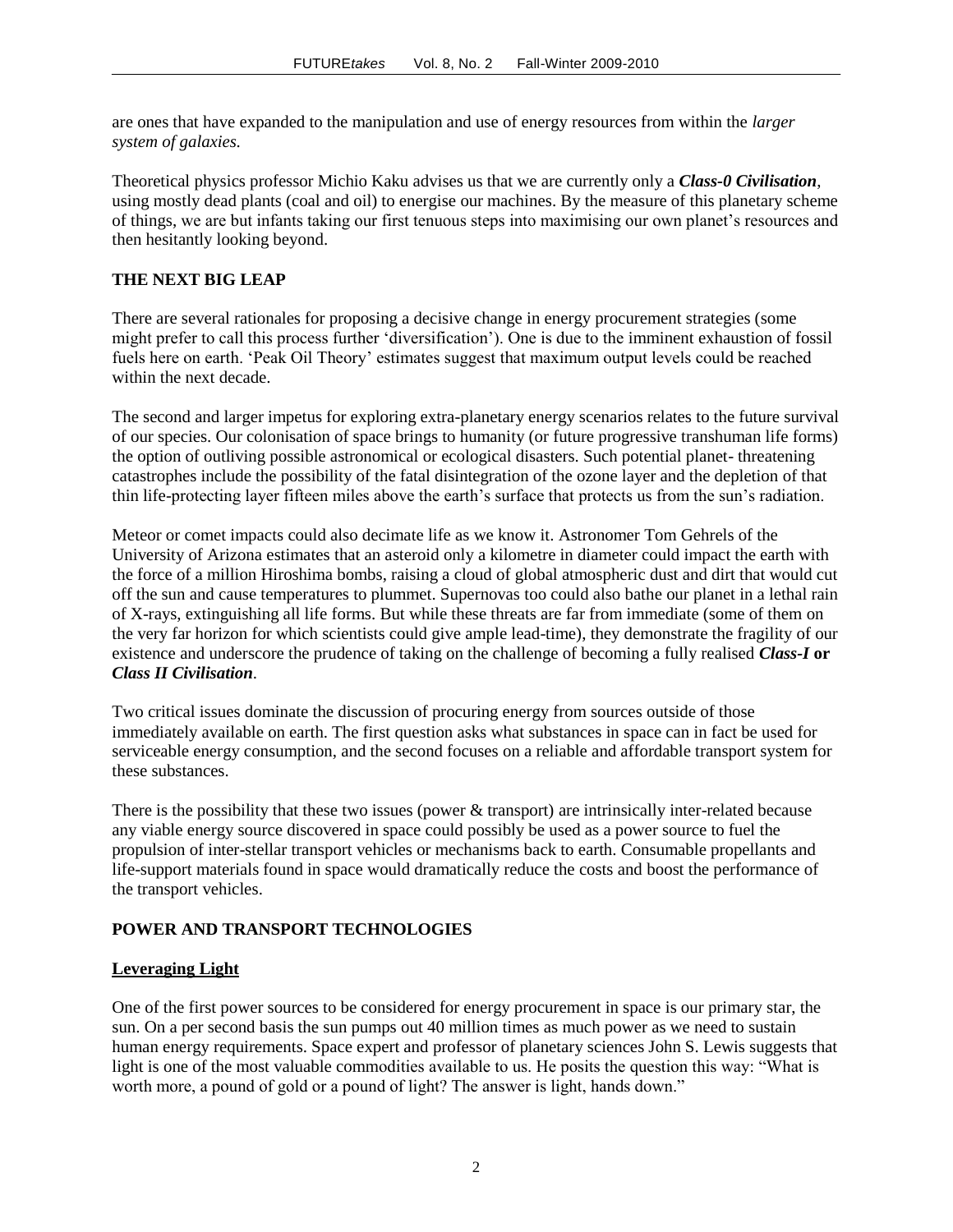are ones that have expanded to the manipulation and use of energy resources from within the *larger system of galaxies.*

Theoretical physics professor Michio Kaku advises us that we are currently only a ***Class-0 Civilisation***, using mostly dead plants (coal and oil) to energise our machines. By the measure of this planetary scheme of things, we are but infants taking our first tenuous steps into maximising our own planet's resources and then hesitantly looking beyond.

## THE NEXT BIG LEAP

There are several rationales for proposing a decisive change in energy procurement strategies (some might prefer to call this process further 'diversification'). One is due to the imminent exhaustion of fossil fuels here on earth. 'Peak Oil Theory' estimates suggest that maximum output levels could be reached within the next decade.

The second and larger impetus for exploring extra-planetary energy scenarios relates to the future survival of our species. Our colonisation of space brings to humanity (or future progressive transhuman life forms) the option of outliving possible astronomical or ecological disasters. Such potential planet- threatening catastrophes include the possibility of the fatal disintegration of the ozone layer and the depletion of that thin life-protecting layer fifteen miles above the earth's surface that protects us from the sun's radiation.

Meteor or comet impacts could also decimate life as we know it. Astronomer Tom Gehrels of the University of Arizona estimates that an asteroid only a kilometre in diameter could impact the earth with the force of a million Hiroshima bombs, raising a cloud of global atmospheric dust and dirt that would cut off the sun and cause temperatures to plummet. Supernovas too could also bathe our planet in a lethal rain of X-rays, extinguishing all life forms. But while these threats are far from immediate (some of them on the very far horizon for which scientists could give ample lead-time), they demonstrate the fragility of our existence and underscore the prudence of taking on the challenge of becoming a fully realised ***Class-I* or *Class II Civilisation***.

Two critical issues dominate the discussion of procuring energy from sources outside of those immediately available on earth. The first question asks what substances in space can in fact be used for serviceable energy consumption, and the second focuses on a reliable and affordable transport system for these substances.

There is the possibility that these two issues (power & transport) are intrinsically inter-related because any viable energy source discovered in space could possibly be used as a power source to fuel the propulsion of inter-stellar transport vehicles or mechanisms back to earth. Consumable propellants and life-support materials found in space would dramatically reduce the costs and boost the performance of the transport vehicles.

## POWER AND TRANSPORT TECHNOLOGIES

### Leveraging Light

One of the first power sources to be considered for energy procurement in space is our primary star, the sun. On a per second basis the sun pumps out 40 million times as much power as we need to sustain human energy requirements. Space expert and professor of planetary sciences John S. Lewis suggests that light is one of the most valuable commodities available to us. He posits the question this way: "What is worth more, a pound of gold or a pound of light? The answer is light, hands down."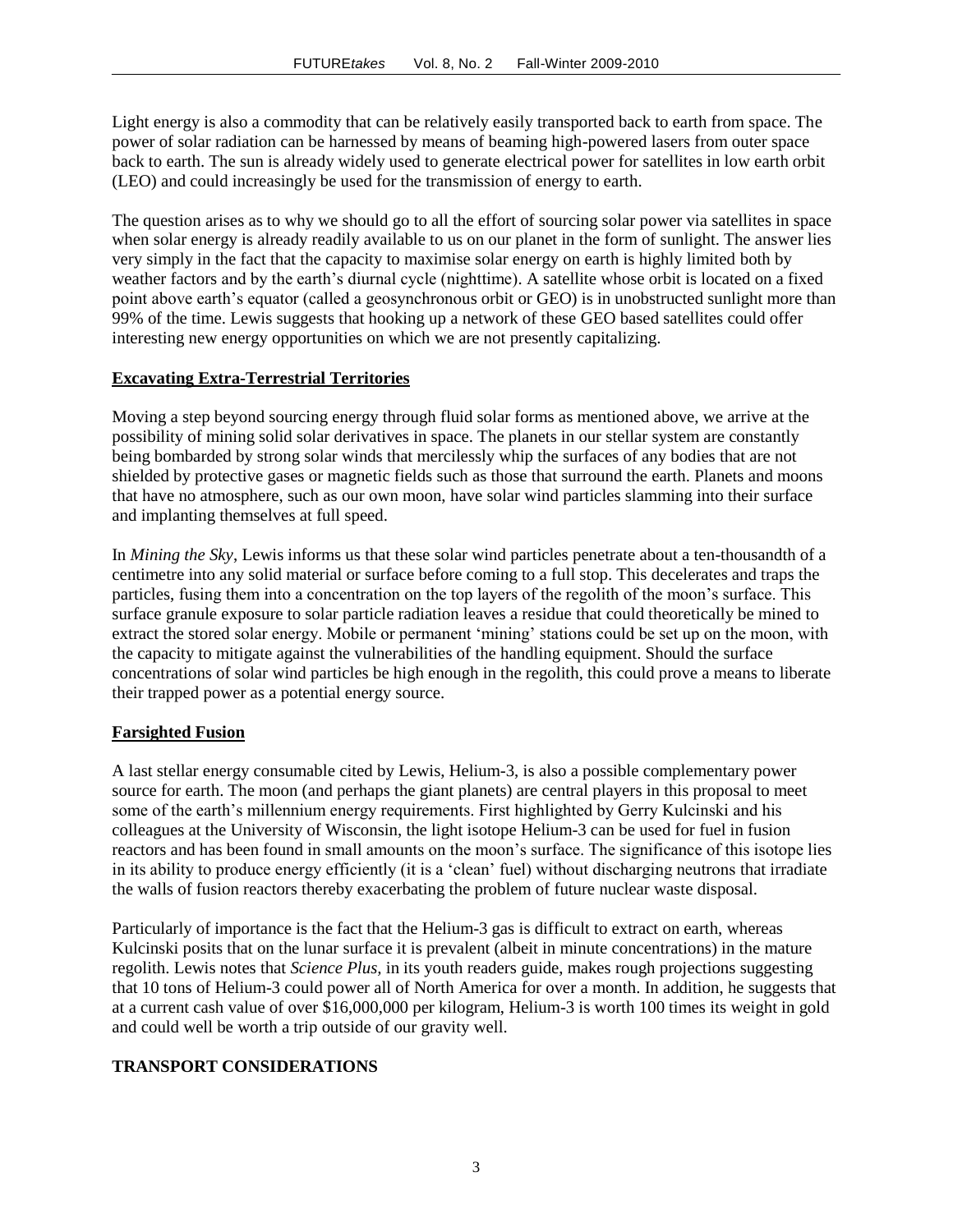Light energy is also a commodity that can be relatively easily transported back to earth from space. The power of solar radiation can be harnessed by means of beaming high-powered lasers from outer space back to earth. The sun is already widely used to generate electrical power for satellites in low earth orbit (LEO) and could increasingly be used for the transmission of energy to earth.

The question arises as to why we should go to all the effort of sourcing solar power via satellites in space when solar energy is already readily available to us on our planet in the form of sunlight. The answer lies very simply in the fact that the capacity to maximise solar energy on earth is highly limited both by weather factors and by the earth's diurnal cycle (nighttime). A satellite whose orbit is located on a fixed point above earth's equator (called a geosynchronous orbit or GEO) is in unobstructed sunlight more than 99% of the time. Lewis suggests that hooking up a network of these GEO based satellites could offer interesting new energy opportunities on which we are not presently capitalizing.

### **Excavating Extra-Terrestrial Territories**

Moving a step beyond sourcing energy through fluid solar forms as mentioned above, we arrive at the possibility of mining solid solar derivatives in space. The planets in our stellar system are constantly being bombarded by strong solar winds that mercilessly whip the surfaces of any bodies that are not shielded by protective gases or magnetic fields such as those that surround the earth. Planets and moons that have no atmosphere, such as our own moon, have solar wind particles slamming into their surface and implanting themselves at full speed.

In *Mining the Sky*, Lewis informs us that these solar wind particles penetrate about a ten-thousandth of a centimetre into any solid material or surface before coming to a full stop. This decelerates and traps the particles, fusing them into a concentration on the top layers of the regolith of the moon's surface. This surface granule exposure to solar particle radiation leaves a residue that could theoretically be mined to extract the stored solar energy. Mobile or permanent 'mining' stations could be set up on the moon, with the capacity to mitigate against the vulnerabilities of the handling equipment. Should the surface concentrations of solar wind particles be high enough in the regolith, this could prove a means to liberate their trapped power as a potential energy source.

### **Farsighted Fusion**

A last stellar energy consumable cited by Lewis, Helium-3, is also a possible complementary power source for earth. The moon (and perhaps the giant planets) are central players in this proposal to meet some of the earth's millennium energy requirements. First highlighted by Gerry Kulcinski and his colleagues at the University of Wisconsin, the light isotope Helium-3 can be used for fuel in fusion reactors and has been found in small amounts on the moon's surface. The significance of this isotope lies in its ability to produce energy efficiently (it is a 'clean' fuel) without discharging neutrons that irradiate the walls of fusion reactors thereby exacerbating the problem of future nuclear waste disposal.

Particularly of importance is the fact that the Helium-3 gas is difficult to extract on earth, whereas Kulcinski posits that on the lunar surface it is prevalent (albeit in minute concentrations) in the mature regolith. Lewis notes that *Science Plus*, in its youth readers guide, makes rough projections suggesting that 10 tons of Helium-3 could power all of North America for over a month. In addition, he suggests that at a current cash value of over $16,000,000 per kilogram, Helium-3 is worth 100 times its weight in gold and could well be worth a trip outside of our gravity well.

## **TRANSPORT CONSIDERATIONS**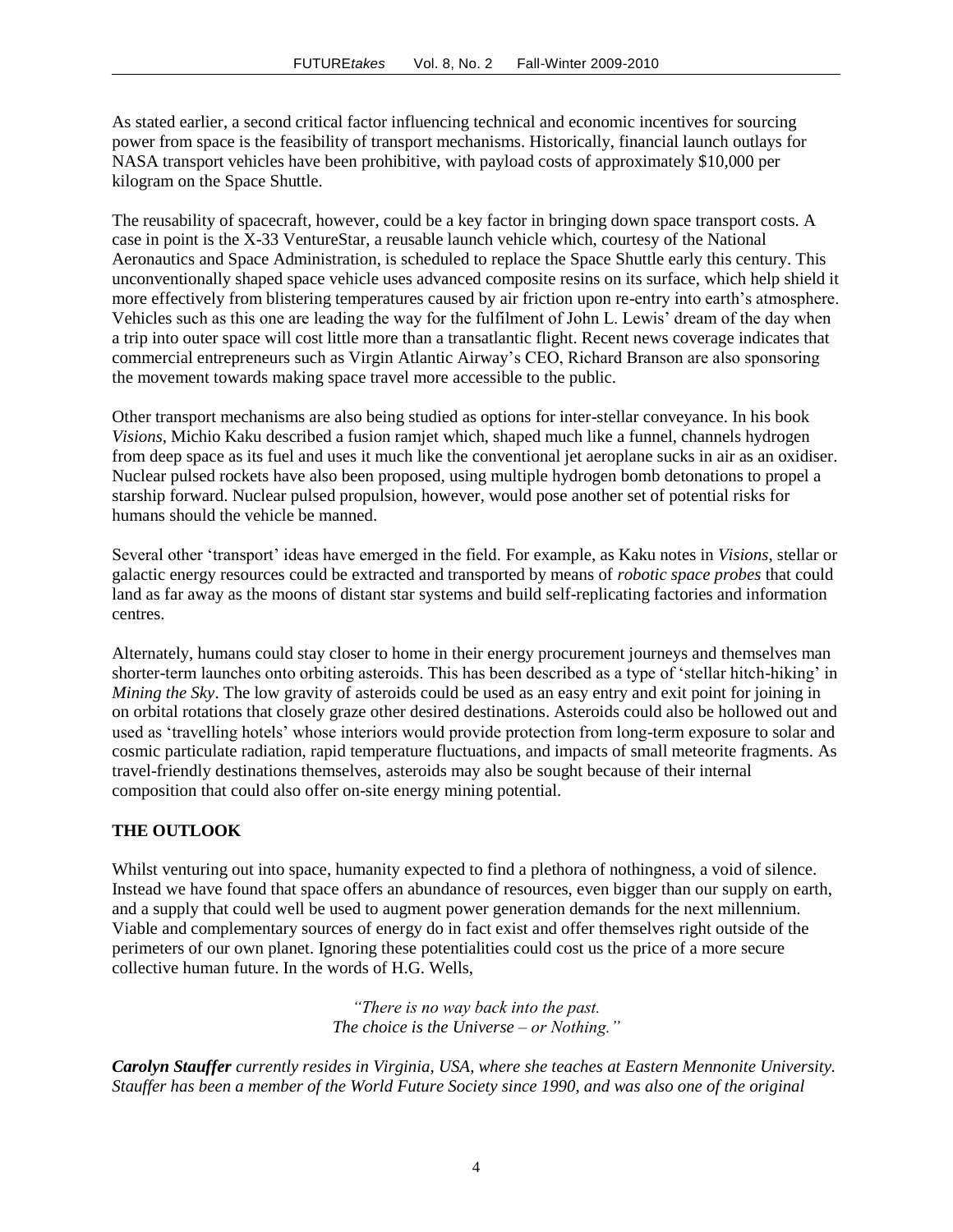As stated earlier, a second critical factor influencing technical and economic incentives for sourcing power from space is the feasibility of transport mechanisms. Historically, financial launch outlays for NASA transport vehicles have been prohibitive, with payload costs of approximately $10,000 per kilogram on the Space Shuttle.

The reusability of spacecraft, however, could be a key factor in bringing down space transport costs. A case in point is the X-33 VentureStar, a reusable launch vehicle which, courtesy of the National Aeronautics and Space Administration, is scheduled to replace the Space Shuttle early this century. This unconventionally shaped space vehicle uses advanced composite resins on its surface, which help shield it more effectively from blistering temperatures caused by air friction upon re-entry into earth's atmosphere. Vehicles such as this one are leading the way for the fulfilment of John L. Lewis' dream of the day when a trip into outer space will cost little more than a transatlantic flight. Recent news coverage indicates that commercial entrepreneurs such as Virgin Atlantic Airway's CEO, Richard Branson are also sponsoring the movement towards making space travel more accessible to the public.

Other transport mechanisms are also being studied as options for inter-stellar conveyance. In his book *Visions*, Michio Kaku described a fusion ramjet which, shaped much like a funnel, channels hydrogen from deep space as its fuel and uses it much like the conventional jet aeroplane sucks in air as an oxidiser. Nuclear pulsed rockets have also been proposed, using multiple hydrogen bomb detonations to propel a starship forward. Nuclear pulsed propulsion, however, would pose another set of potential risks for humans should the vehicle be manned.

Several other 'transport' ideas have emerged in the field. For example, as Kaku notes in *Visions*, stellar or galactic energy resources could be extracted and transported by means of *robotic space probes* that could land as far away as the moons of distant star systems and build self-replicating factories and information centres.

Alternately, humans could stay closer to home in their energy procurement journeys and themselves man shorter-term launches onto orbiting asteroids. This has been described as a type of 'stellar hitch-hiking' in *Mining the Sky*. The low gravity of asteroids could be used as an easy entry and exit point for joining in on orbital rotations that closely graze other desired destinations. Asteroids could also be hollowed out and used as 'travelling hotels' whose interiors would provide protection from long-term exposure to solar and cosmic particulate radiation, rapid temperature fluctuations, and impacts of small meteorite fragments. As travel-friendly destinations themselves, asteroids may also be sought because of their internal composition that could also offer on-site energy mining potential.

**THE OUTLOOK**

Whilst venturing out into space, humanity expected to find a plethora of nothingness, a void of silence. Instead we have found that space offers an abundance of resources, even bigger than our supply on earth, and a supply that could well be used to augment power generation demands for the next millennium. Viable and complementary sources of energy do in fact exist and offer themselves right outside of the perimeters of our own planet. Ignoring these potentialities could cost us the price of a more secure collective human future. In the words of H.G. Wells,

> *"There is no way back into the past.*
> *The choice is the Universe – or Nothing."*

***Carolyn Stauffer*** *currently resides in Virginia, USA, where she teaches at Eastern Mennonite University. Stauffer has been a member of the World Future Society since 1990, and was also one of the original*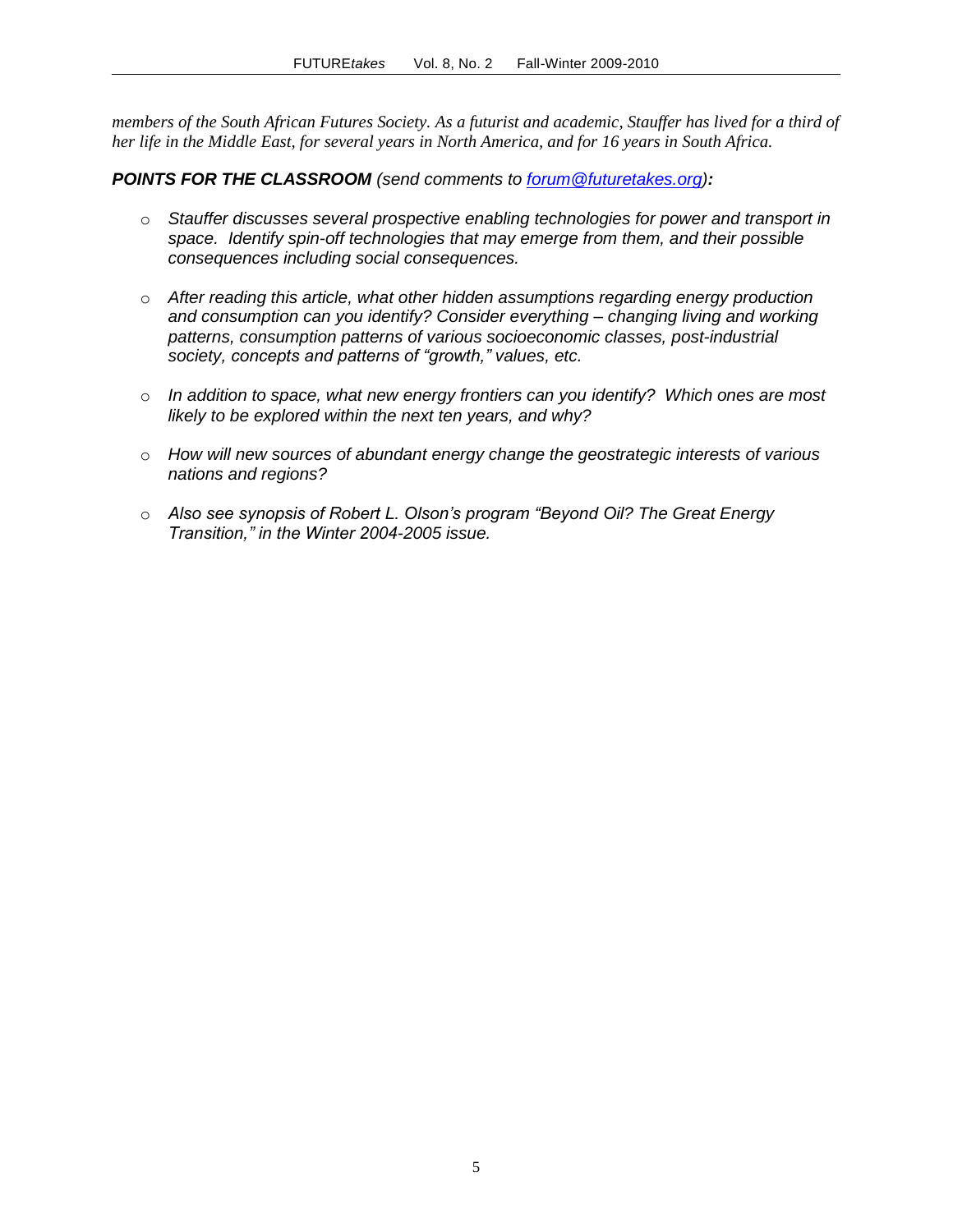*members of the South African Futures Society. As a futurist and academic, Stauffer has lived for a third of her life in the Middle East, for several years in North America, and for 16 years in South Africa.*

***POINTS FOR THE CLASSROOM*** *(send comments to [forum@futuretakes.org](mailto:forum@futuretakes.org))****:***

- *Stauffer discusses several prospective enabling technologies for power and transport in space. Identify spin-off technologies that may emerge from them, and their possible consequences including social consequences.*
- *After reading this article, what other hidden assumptions regarding energy production and consumption can you identify? Consider everything – changing living and working patterns, consumption patterns of various socioeconomic classes, post-industrial society, concepts and patterns of "growth," values, etc.*
- *In addition to space, what new energy frontiers can you identify? Which ones are most likely to be explored within the next ten years, and why?*
- *How will new sources of abundant energy change the geostrategic interests of various nations and regions?*
- *Also see synopsis of Robert L. Olson's program "Beyond Oil? The Great Energy Transition," in the Winter 2004-2005 issue.*